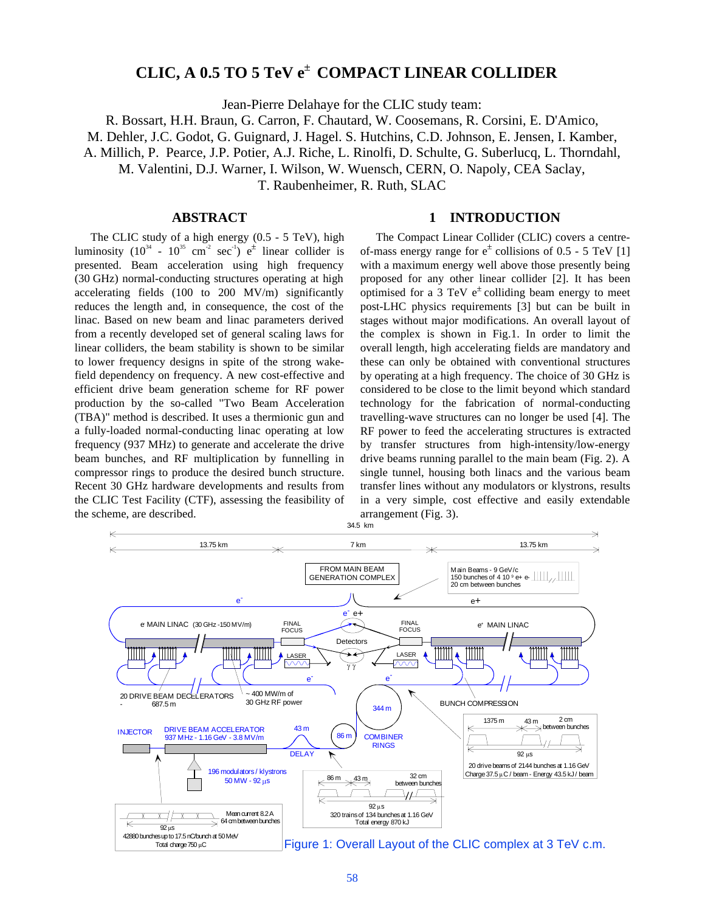# CLIC, A 0.5 TO 5 TeV e$^{\pm}$ COMPACT LINEAR COLLIDER

Jean-Pierre Delahaye for the CLIC study team:
R. Bossart, H.H. Braun, G. Carron, F. Chautard, W. Coosemans, R. Corsini, E. D'Amico,
M. Dehler, J.C. Godot, G. Guignard, J. Hagel. S. Hutchins, C.D. Johnson, E. Jensen, I. Kamber,
A. Millich, P. Pearce, J.P. Potier, A.J. Riche, L. Rinolfi, D. Schulte, G. Suberlucq, L. Thorndahl,
M. Valentini, D.J. Warner, I. Wilson, W. Wuensch, CERN, O. Napoly, CEA Saclay,
T. Raubenheimer, R. Ruth, SLAC

## ABSTRACT

The CLIC study of a high energy (0.5 - 5 TeV), high luminosity ($10^{34}$ - $10^{35}$ cm$^{-2}$ sec$^{-1}$) e$^{\pm}$ linear collider is presented. Beam acceleration using high frequency (30 GHz) normal-conducting structures operating at high accelerating fields (100 to 200 MV/m) significantly reduces the length and, in consequence, the cost of the linac. Based on new beam and linac parameters derived from a recently developed set of general scaling laws for linear colliders, the beam stability is shown to be similar to lower frequency designs in spite of the strong wake-field dependency on frequency. A new cost-effective and efficient drive beam generation scheme for RF power production by the so-called "Two Beam Acceleration (TBA)" method is described. It uses a thermionic gun and a fully-loaded normal-conducting linac operating at low frequency (937 MHz) to generate and accelerate the drive beam bunches, and RF multiplication by funnelling in compressor rings to produce the desired bunch structure. Recent 30 GHz hardware developments and results from the CLIC Test Facility (CTF), assessing the feasibility of the scheme, are described.

## 1 INTRODUCTION

The Compact Linear Collider (CLIC) covers a centre-of-mass energy range for e$^{\pm}$ collisions of 0.5 - 5 TeV [1] with a maximum energy well above those presently being proposed for any other linear collider [2]. It has been optimised for a 3 TeV e$^{\pm}$ colliding beam energy to meet post-LHC physics requirements [3] but can be built in stages without major modifications. An overall layout of the complex is shown in Fig.1. In order to limit the overall length, high accelerating fields are mandatory and these can only be obtained with conventional structures by operating at a high frequency. The choice of 30 GHz is considered to be close to the limit beyond which standard technology for the fabrication of normal-conducting travelling-wave structures can no longer be used [4]. The RF power to feed the accelerating structures is extracted by transfer structures from high-intensity/low-energy drive beams running parallel to the main beam (Fig. 2). A single tunnel, housing both linacs and the various beam transfer lines without any modulators or klystrons, results in a very simple, cost effective and easily extendable arrangement (Fig. 3).

Figure 1: Overall Layout of the CLIC complex at 3 TeV c.m.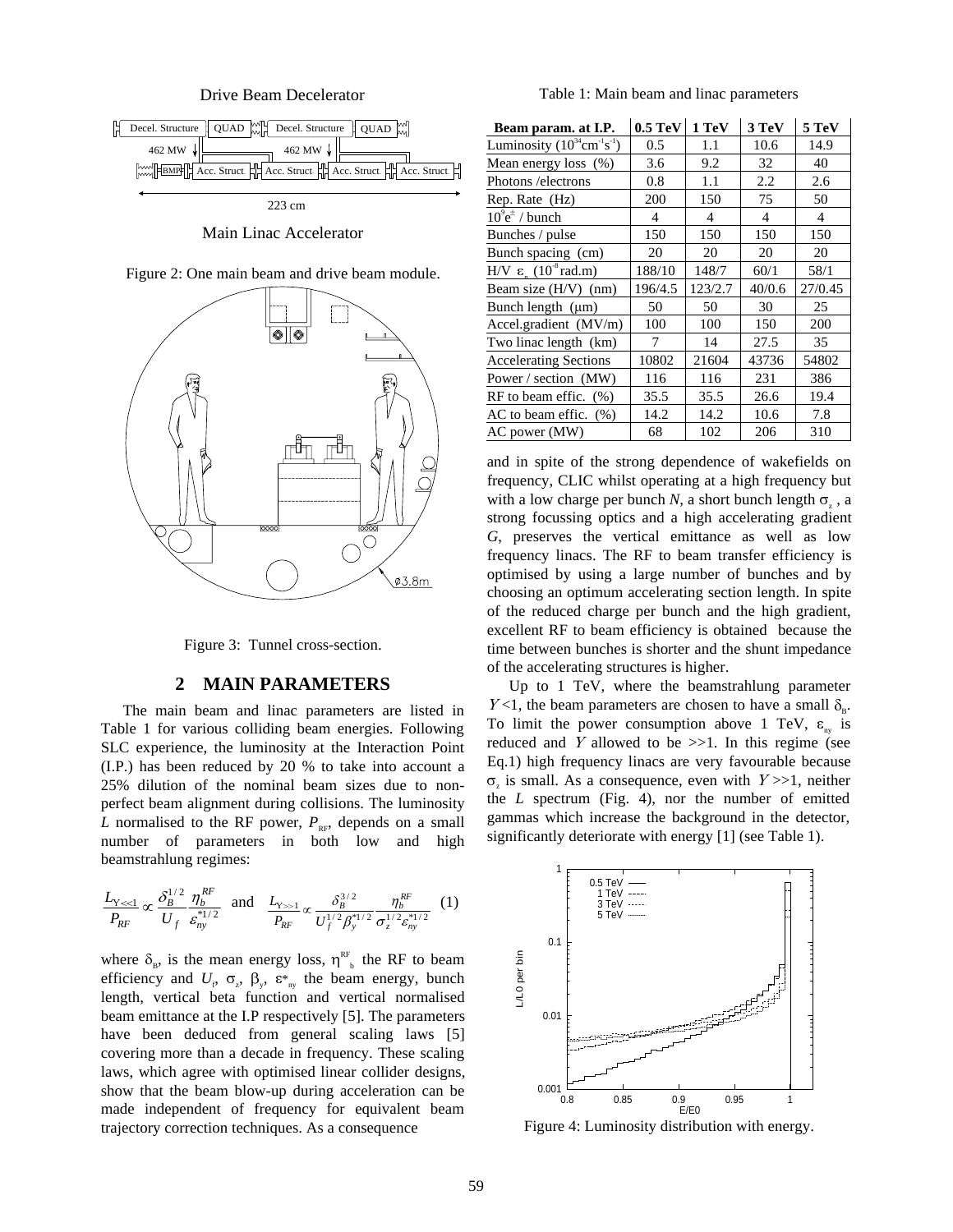Drive Beam Decelerator

Main Linac Accelerator

Figure 2: One main beam and drive beam module.

Figure 3: Tunnel cross-section.

## 2 MAIN PARAMETERS

The main beam and linac parameters are listed in Table 1 for various colliding beam energies. Following SLC experience, the luminosity at the Interaction Point (I.P.) has been reduced by 20 % to take into account a 25% dilution of the nominal beam sizes due to non-perfect beam alignment during collisions. The luminosity $L$ normalised to the RF power, $P_{RF}$, depends on a small number of parameters in both low and high beamstrahlung regimes:

$$\frac{L_{\Upsilon<<1}}{P_{RF}} \propto \frac{\delta_B^{1/2}}{U_f} \frac{\eta_b^{RF}}{\varepsilon_{ny}^{*1/2}} \quad \text{and} \quad \frac{L_{\Upsilon>>1}}{P_{RF}} \propto \frac{\delta_B^{3/2}}{U_f^{1/2}\beta_y^{*1/2}} \frac{\eta_b^{RF}}{\sigma_z^{1/2}\varepsilon_{ny}^{*1/2}} \quad (1)$$

where $\delta_B$, is the mean energy loss, $\eta^{RF}_b$ the RF to beam efficiency and $U_f$, $\sigma_z$, $\beta_y$, $\varepsilon^*_{ny}$ the beam energy, bunch length, vertical beta function and vertical normalised beam emittance at the I.P respectively [5]. The parameters have been deduced from general scaling laws [5] covering more than a decade in frequency. These scaling laws, which agree with optimised linear collider designs, show that the beam blow-up during acceleration can be made independent of frequency for equivalent beam trajectory correction techniques. As a consequence

Table 1: Main beam and linac parameters

| Beam param. at I.P. | 0.5 TeV | 1 TeV | 3 TeV | 5 TeV |
|---|---|---|---|---|
| Luminosity ($10^{34}$cm$^{-1}$s$^{-1}$) | 0.5 | 1.1 | 10.6 | 14.9 |
| Mean energy loss (%) | 3.6 | 9.2 | 32 | 40 |
| Photons /electrons | 0.8 | 1.1 | 2.2 | 2.6 |
| Rep. Rate (Hz) | 200 | 150 | 75 | 50 |
| $10^9 e^{\pm}$ / bunch | 4 | 4 | 4 | 4 |
| Bunches / pulse | 150 | 150 | 150 | 150 |
| Bunch spacing (cm) | 20 | 20 | 20 | 20 |
| H/V $\varepsilon_n$ ($10^{-8}$ rad.m) | 188/10 | 148/7 | 60/1 | 58/1 |
| Beam size (H/V) (nm) | 196/4.5 | 123/2.7 | 40/0.6 | 27/0.45 |
| Bunch length (μm) | 50 | 50 | 30 | 25 |
| Accel.gradient (MV/m) | 100 | 100 | 150 | 200 |
| Two linac length (km) | 7 | 14 | 27.5 | 35 |
| Accelerating Sections | 10802 | 21604 | 43736 | 54802 |
| Power / section (MW) | 116 | 116 | 231 | 386 |
| RF to beam effic. (%) | 35.5 | 35.5 | 26.6 | 19.4 |
| AC to beam effic. (%) | 14.2 | 14.2 | 10.6 | 7.8 |
| AC power (MW) | 68 | 102 | 206 | 310 |

and in spite of the strong dependence of wakefields on frequency, CLIC whilst operating at a high frequency but with a low charge per bunch $N$, a short bunch length $\sigma_z$, a strong focussing optics and a high accelerating gradient $G$, preserves the vertical emittance as well as low frequency linacs. The RF to beam transfer efficiency is optimised by using a large number of bunches and by choosing an optimum accelerating section length. In spite of the reduced charge per bunch and the high gradient, excellent RF to beam efficiency is obtained because the time between bunches is shorter and the shunt impedance of the accelerating structures is higher.

Up to 1 TeV, where the beamstrahlung parameter $\Upsilon$<1, the beam parameters are chosen to have a small $\delta_B$. To limit the power consumption above 1 TeV, $\varepsilon_{ny}$ is reduced and $\Upsilon$ allowed to be >>1. In this regime (see Eq.1) high frequency linacs are very favourable because $\sigma_z$ is small. As a consequence, even with $\Upsilon$>>1, neither the $L$ spectrum (Fig. 4), nor the number of emitted gammas which increase the background in the detector, significantly deteriorate with energy [1] (see Table 1).

Figure 4: Luminosity distribution with energy.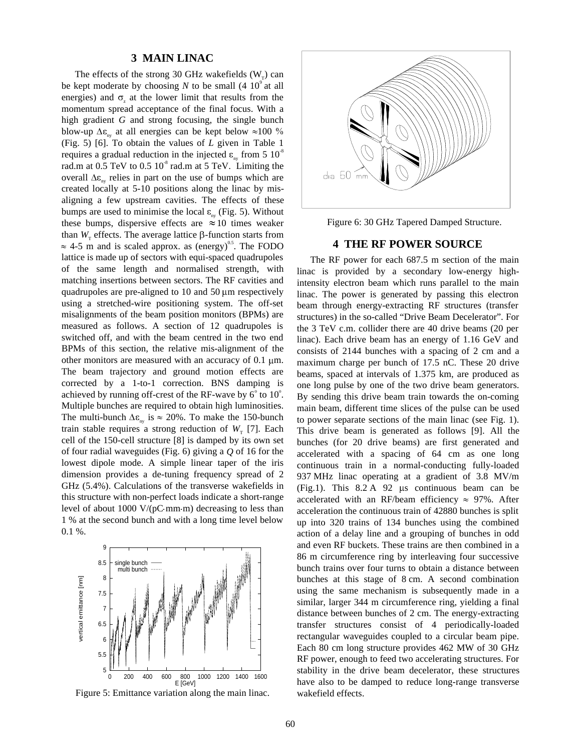## 3 MAIN LINAC

The effects of the strong 30 GHz wakefields ($W_T$) can be kept moderate by choosing $N$ to be small ($4\ 10^9$ at all energies) and $\sigma_z$ at the lower limit that results from the momentum spread acceptance of the final focus. With a high gradient $G$ and strong focusing, the single bunch blow-up $\Delta\varepsilon_{ny}$ at all energies can be kept below $\approx$100 % (Fig. 5) [6]. To obtain the values of $L$ given in Table 1 requires a gradual reduction in the injected $\varepsilon_{ny}$ from $5\ 10^{-8}$ rad.m at 0.5 TeV to $0.5\ 10^{-8}$ rad.m at 5 TeV. Limiting the overall $\Delta\varepsilon_{ny}$ relies in part on the use of bumps which are created locally at 5-10 positions along the linac by mis-aligning a few upstream cavities. The effects of these bumps are used to minimise the local $\varepsilon_{ny}$ (Fig. 5). Without these bumps, dispersive effects are $\approx$10 times weaker than $W_T$ effects. The average lattice $\beta$-function starts from $\approx$ 4-5 m and is scaled approx. as $(\text{energy})^{0.5}$. The FODO lattice is made up of sectors with equi-spaced quadrupoles of the same length and normalised strength, with matching insertions between sectors. The RF cavities and quadrupoles are pre-aligned to 10 and 50 μm respectively using a stretched-wire positioning system. The off-set misalignments of the beam position monitors (BPMs) are measured as follows. A section of 12 quadrupoles is switched off, and with the beam centred in the two end BPMs of this section, the relative mis-alignment of the other monitors are measured with an accuracy of 0.1 μm. The beam trajectory and ground motion effects are corrected by a 1-to-1 correction. BNS damping is achieved by running off-crest of the RF-wave by $6^\circ$ to $10^\circ$. Multiple bunches are required to obtain high luminosities. The multi-bunch $\Delta\varepsilon_{ny}$ is $\approx$ 20%. To make the 150-bunch train stable requires a strong reduction of $W_T$ [7]. Each cell of the 150-cell structure [8] is damped by its own set of four radial waveguides (Fig. 6) giving a $Q$ of 16 for the lowest dipole mode. A simple linear taper of the iris dimension provides a de-tuning frequency spread of 2 GHz (5.4%). Calculations of the transverse wakefields in this structure with non-perfect loads indicate a short-range level of about 1000 V/(pC·mm·m) decreasing to less than 1 % at the second bunch and with a long time level below 0.1 %.

Figure 5: Emittance variation along the main linac.

Figure 6: 30 GHz Tapered Damped Structure.

## 4 THE RF POWER SOURCE

The RF power for each 687.5 m section of the main linac is provided by a secondary low-energy high-intensity electron beam which runs parallel to the main linac. The power is generated by passing this electron beam through energy-extracting RF structures (transfer structures) in the so-called "Drive Beam Decelerator". For the 3 TeV c.m. collider there are 40 drive beams (20 per linac). Each drive beam has an energy of 1.16 GeV and consists of 2144 bunches with a spacing of 2 cm and a maximum charge per bunch of 17.5 nC. These 20 drive beams, spaced at intervals of 1.375 km, are produced as one long pulse by one of the two drive beam generators. By sending this drive beam train towards the on-coming main beam, different time slices of the pulse can be used to power separate sections of the main linac (see Fig. 1). This drive beam is generated as follows [9]. All the bunches (for 20 drive beams) are first generated and accelerated with a spacing of 64 cm as one long continuous train in a normal-conducting fully-loaded 937 MHz linac operating at a gradient of 3.8 MV/m (Fig.1). This 8.2 A 92 μs continuous beam can be accelerated with an RF/beam efficiency $\approx$ 97%. After acceleration the continuous train of 42880 bunches is split up into 320 trains of 134 bunches using the combined action of a delay line and a grouping of bunches in odd and even RF buckets. These trains are then combined in a 86 m circumference ring by interleaving four successive bunch trains over four turns to obtain a distance between bunches at this stage of 8 cm. A second combination using the same mechanism is subsequently made in a similar, larger 344 m circumference ring, yielding a final distance between bunches of 2 cm. The energy-extracting transfer structures consist of 4 periodically-loaded rectangular waveguides coupled to a circular beam pipe. Each 80 cm long structure provides 462 MW of 30 GHz RF power, enough to feed two accelerating structures. For stability in the drive beam decelerator, these structures have also to be damped to reduce long-range transverse wakefield effects.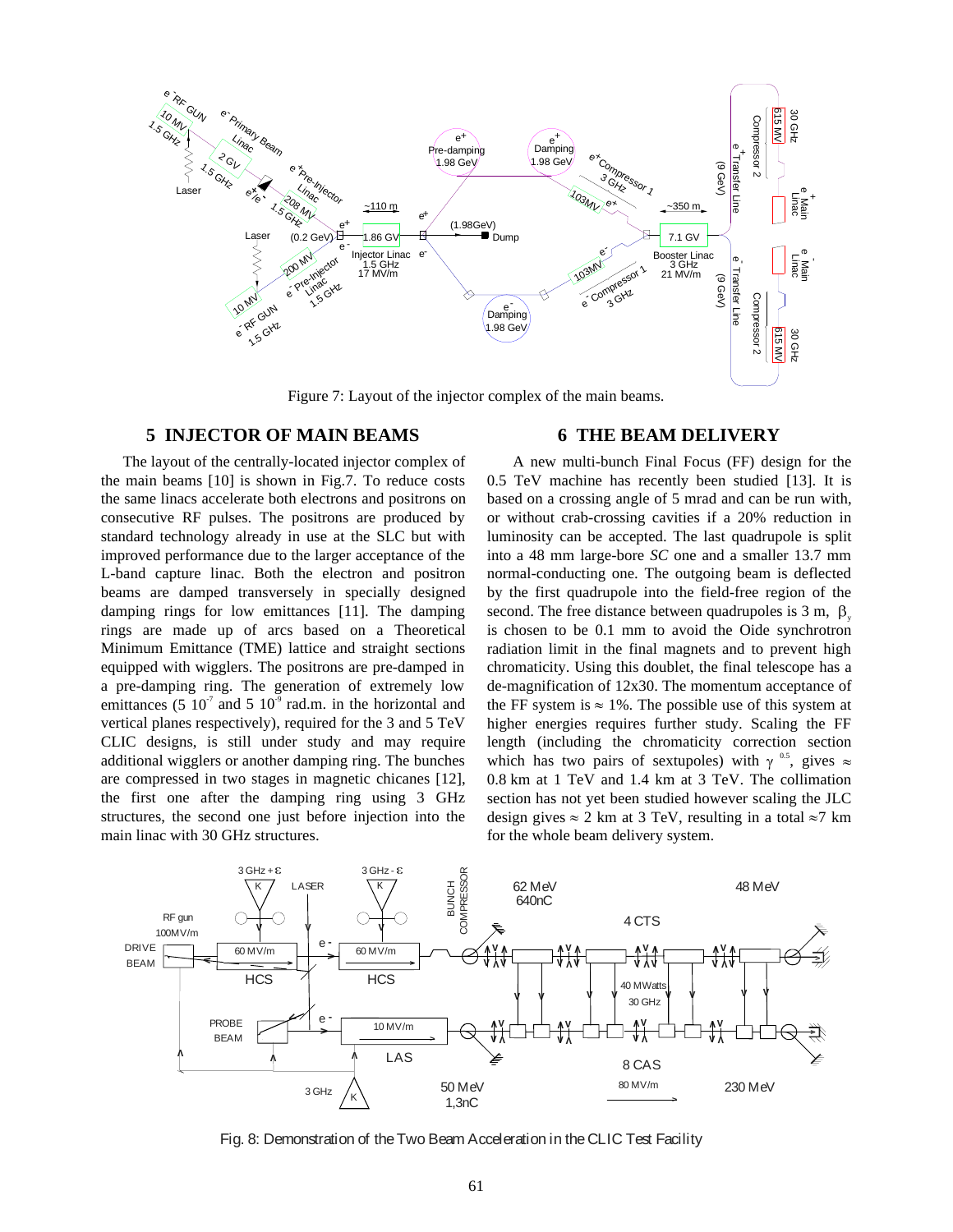Figure 7: Layout of the injector complex of the main beams.

## 5 INJECTOR OF MAIN BEAMS

The layout of the centrally-located injector complex of the main beams [10] is shown in Fig.7. To reduce costs the same linacs accelerate both electrons and positrons on consecutive RF pulses. The positrons are produced by standard technology already in use at the SLC but with improved performance due to the larger acceptance of the L-band capture linac. Both the electron and positron beams are damped transversely in specially designed damping rings for low emittances [11]. The damping rings are made up of arcs based on a Theoretical Minimum Emittance (TME) lattice and straight sections equipped with wigglers. The positrons are pre-damped in a pre-damping ring. The generation of extremely low emittances ($5\ 10^{-7}$ and $5\ 10^{-9}$ rad.m. in the horizontal and vertical planes respectively), required for the 3 and 5 TeV CLIC designs, is still under study and may require additional wigglers or another damping ring. The bunches are compressed in two stages in magnetic chicanes [12], the first one after the damping ring using 3 GHz structures, the second one just before injection into the main linac with 30 GHz structures.

## 6 THE BEAM DELIVERY

A new multi-bunch Final Focus (FF) design for the 0.5 TeV machine has recently been studied [13]. It is based on a crossing angle of 5 mrad and can be run with, or without crab-crossing cavities if a 20% reduction in luminosity can be accepted. The last quadrupole is split into a 48 mm large-bore *SC* one and a smaller 13.7 mm normal-conducting one. The outgoing beam is deflected by the first quadrupole into the field-free region of the second. The free distance between quadrupoles is 3 m, $\beta_y$ is chosen to be 0.1 mm to avoid the Oide synchrotron radiation limit in the final magnets and to prevent high chromaticity. Using this doublet, the final telescope has a de-magnification of 12x30. The momentum acceptance of the FF system is $\approx$ 1%. The possible use of this system at higher energies requires further study. Scaling the FF length (including the chromaticity correction section which has two pairs of sextupoles) with $\gamma^{0.5}$, gives $\approx$ 0.8 km at 1 TeV and 1.4 km at 3 TeV. The collimation section has not yet been studied however scaling the JLC design gives $\approx$ 2 km at 3 TeV, resulting in a total $\approx$7 km for the whole beam delivery system.

Fig. 8: Demonstration of the Two Beam Acceleration in the CLIC Test Facility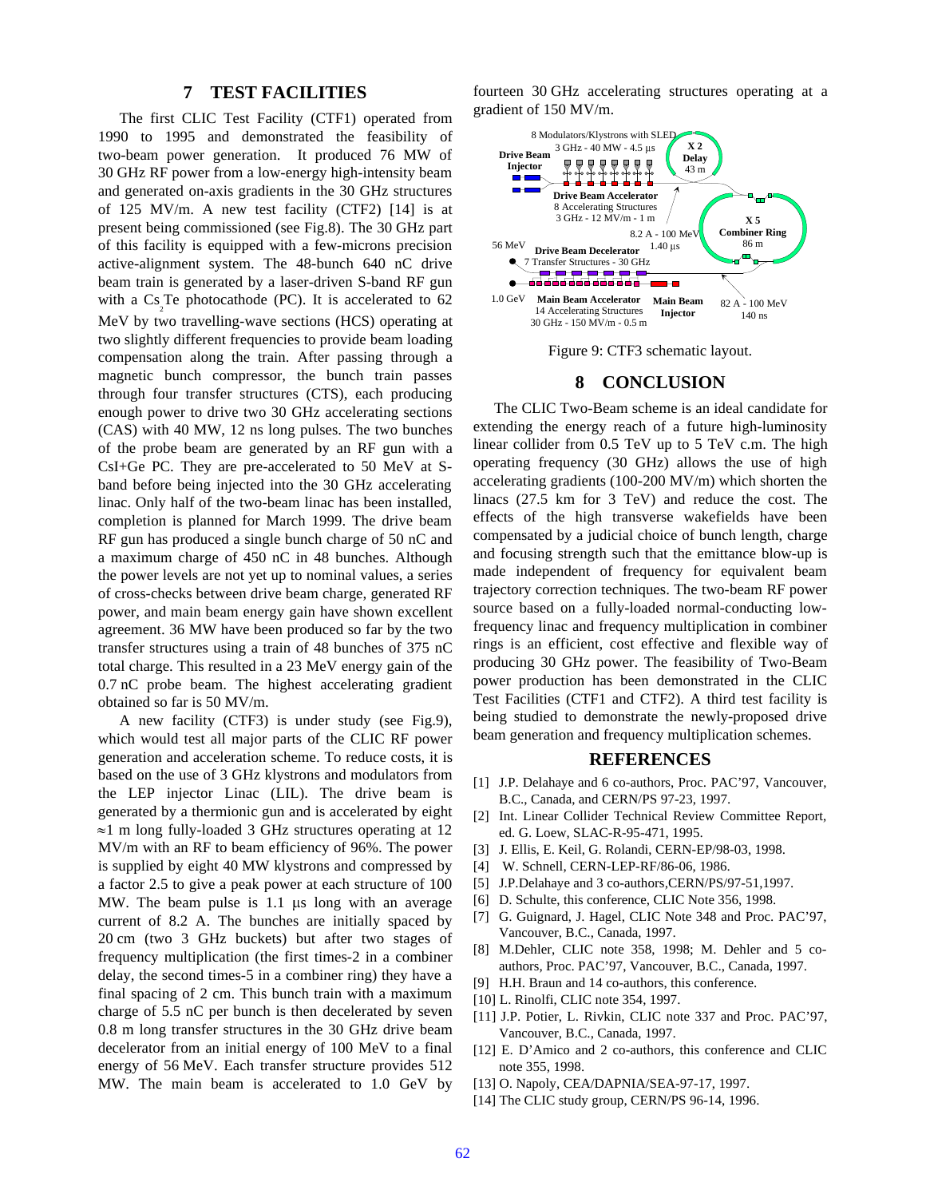## 7 TEST FACILITIES

The first CLIC Test Facility (CTF1) operated from 1990 to 1995 and demonstrated the feasibility of two-beam power generation. It produced 76 MW of 30 GHz RF power from a low-energy high-intensity beam and generated on-axis gradients in the 30 GHz structures of 125 MV/m. A new test facility (CTF2) [14] is at present being commissioned (see Fig.8). The 30 GHz part of this facility is equipped with a few-microns precision active-alignment system. The 48-bunch 640 nC drive beam train is generated by a laser-driven S-band RF gun with a $Cs_2Te$ photocathode (PC). It is accelerated to 62 MeV by two travelling-wave sections (HCS) operating at two slightly different frequencies to provide beam loading compensation along the train. After passing through a magnetic bunch compressor, the bunch train passes through four transfer structures (CTS), each producing enough power to drive two 30 GHz accelerating sections (CAS) with 40 MW, 12 ns long pulses. The two bunches of the probe beam are generated by an RF gun with a CsI+Ge PC. They are pre-accelerated to 50 MeV at S-band before being injected into the 30 GHz accelerating linac. Only half of the two-beam linac has been installed, completion is planned for March 1999. The drive beam RF gun has produced a single bunch charge of 50 nC and a maximum charge of 450 nC in 48 bunches. Although the power levels are not yet up to nominal values, a series of cross-checks between drive beam charge, generated RF power, and main beam energy gain have shown excellent agreement. 36 MW have been produced so far by the two transfer structures using a train of 48 bunches of 375 nC total charge. This resulted in a 23 MeV energy gain of the 0.7 nC probe beam. The highest accelerating gradient obtained so far is 50 MV/m.

A new facility (CTF3) is under study (see Fig.9), which would test all major parts of the CLIC RF power generation and acceleration scheme. To reduce costs, it is based on the use of 3 GHz klystrons and modulators from the LEP injector Linac (LIL). The drive beam is generated by a thermionic gun and is accelerated by eight $\approx$1 m long fully-loaded 3 GHz structures operating at 12 MV/m with an RF to beam efficiency of 96%. The power is supplied by eight 40 MW klystrons and compressed by a factor 2.5 to give a peak power at each structure of 100 MW. The beam pulse is 1.1 µs long with an average current of 8.2 A. The bunches are initially spaced by 20 cm (two 3 GHz buckets) but after two stages of frequency multiplication (the first times-2 in a combiner delay, the second times-5 in a combiner ring) they have a final spacing of 2 cm. This bunch train with a maximum charge of 5.5 nC per bunch is then decelerated by seven 0.8 m long transfer structures in the 30 GHz drive beam decelerator from an initial energy of 100 MeV to a final energy of 56 MeV. Each transfer structure provides 512 MW. The main beam is accelerated to 1.0 GeV by fourteen 30 GHz accelerating structures operating at a gradient of 150 MV/m.

8 Modulators/Klystrons with SLED
3 GHz - 40 MW - 4.5 µs
Drive Beam Injector
X 2 Delay 43 m
Drive Beam Accelerator
8 Accelerating Structures
3 GHz - 12 MV/m - 1 m
X 5 Combiner Ring 86 m
8.2 A - 100 MeV
1.40 µs
56 MeV
Drive Beam Decelerator
7 Transfer Structures - 30 GHz
1.0 GeV
Main Beam Accelerator
14 Accelerating Structures
30 GHz - 150 MV/m - 0.5 m
Main Beam Injector
82 A - 100 MeV
140 ns

Figure 9: CTF3 schematic layout.

## 8 CONCLUSION

The CLIC Two-Beam scheme is an ideal candidate for extending the energy reach of a future high-luminosity linear collider from 0.5 TeV up to 5 TeV c.m. The high operating frequency (30 GHz) allows the use of high accelerating gradients (100-200 MV/m) which shorten the linacs (27.5 km for 3 TeV) and reduce the cost. The effects of the high transverse wakefields have been compensated by a judicial choice of bunch length, charge and focusing strength such that the emittance blow-up is made independent of frequency for equivalent beam trajectory correction techniques. The two-beam RF power source based on a fully-loaded normal-conducting low-frequency linac and frequency multiplication in combiner rings is an efficient, cost effective and flexible way of producing 30 GHz power. The feasibility of Two-Beam power production has been demonstrated in the CLIC Test Facilities (CTF1 and CTF2). A third test facility is being studied to demonstrate the newly-proposed drive beam generation and frequency multiplication schemes.

## REFERENCES

[1] J.P. Delahaye and 6 co-authors, Proc. PAC'97, Vancouver, B.C., Canada, and CERN/PS 97-23, 1997.

[2] Int. Linear Collider Technical Review Committee Report, ed. G. Loew, SLAC-R-95-471, 1995.

[3] J. Ellis, E. Keil, G. Rolandi, CERN-EP/98-03, 1998.

[4] W. Schnell, CERN-LEP-RF/86-06, 1986.

[5] J.P.Delahaye and 3 co-authors,CERN/PS/97-51,1997.

[6] D. Schulte, this conference, CLIC Note 356, 1998.

[7] G. Guignard, J. Hagel, CLIC Note 348 and Proc. PAC'97, Vancouver, B.C., Canada, 1997.

[8] M.Dehler, CLIC note 358, 1998; M. Dehler and 5 co-authors, Proc. PAC'97, Vancouver, B.C., Canada, 1997.

[9] H.H. Braun and 14 co-authors, this conference.

[10] L. Rinolfi, CLIC note 354, 1997.

[11] J.P. Potier, L. Rivkin, CLIC note 337 and Proc. PAC'97, Vancouver, B.C., Canada, 1997.

[12] E. D'Amico and 2 co-authors, this conference and CLIC note 355, 1998.

[13] O. Napoly, CEA/DAPNIA/SEA-97-17, 1997.

[14] The CLIC study group, CERN/PS 96-14, 1996.